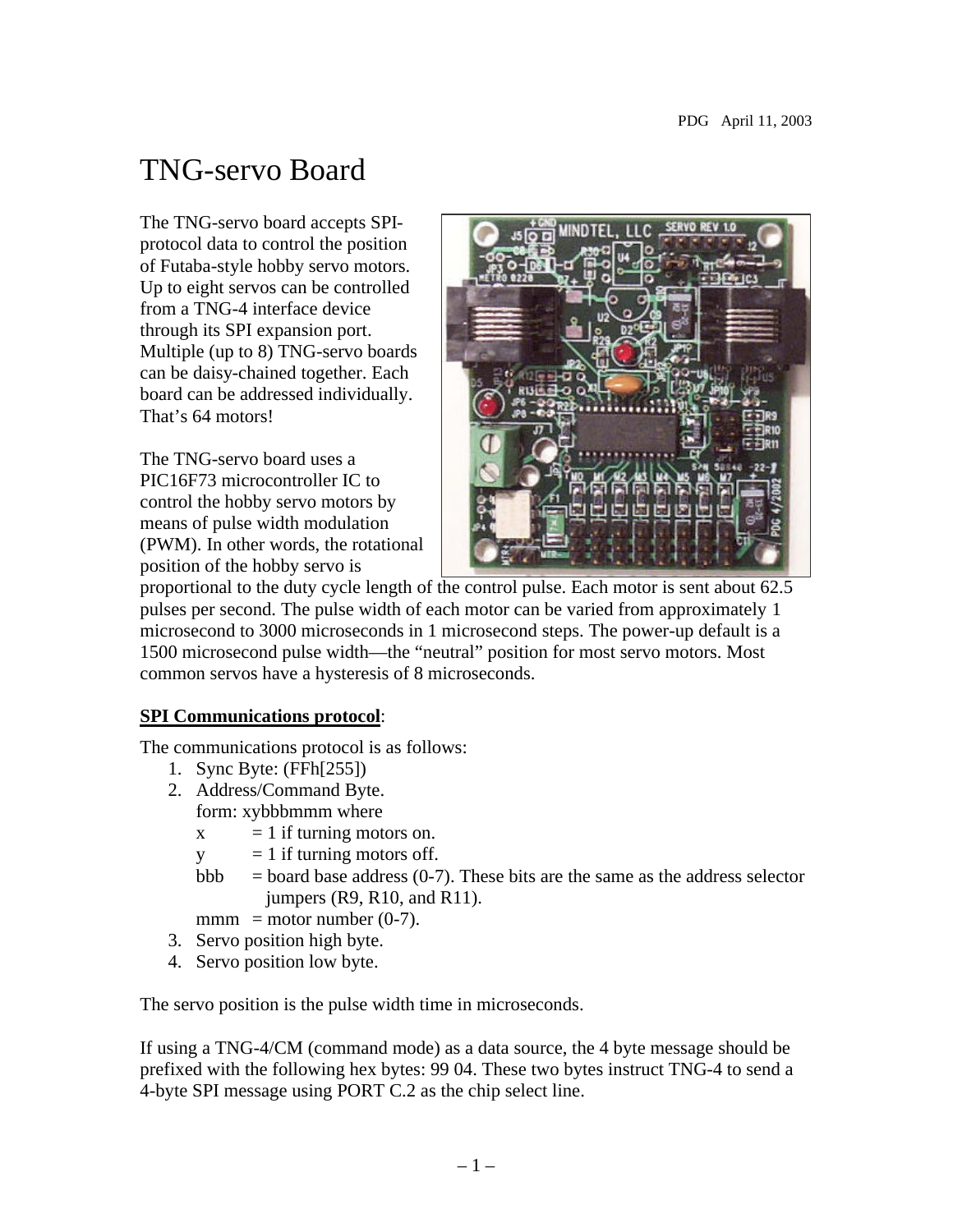PDG April 11, 2003

# TNG-servo Board

The TNG-servo board accepts SPI-protocol data to control the position of Futaba-style hobby servo motors. Up to eight servos can be controlled from a TNG-4 interface device through its SPI expansion port. Multiple (up to 8) TNG-servo boards can be daisy-chained together. Each board can be addressed individually. That's 64 motors!

The TNG-servo board uses a PIC16F73 microcontroller IC to control the hobby servo motors by means of pulse width modulation (PWM). In other words, the rotational position of the hobby servo is proportional to the duty cycle length of the control pulse. Each motor is sent about 62.5 pulses per second. The pulse width of each motor can be varied from approximately 1 microsecond to 3000 microseconds in 1 microsecond steps. The power-up default is a 1500 microsecond pulse width—the "neutral" position for most servo motors. Most common servos have a hysteresis of 8 microseconds.

**<u>SPI Communications protocol</u>**:

The communications protocol is as follows:

1. Sync Byte: (FFh[255])
2. Address/Command Byte.
   form: xybbbmmm where
   x = 1 if turning motors on.
   y = 1 if turning motors off.
   bbb = board base address (0-7). These bits are the same as the address selector jumpers (R9, R10, and R11).
   mmm = motor number (0-7).
3. Servo position high byte.
4. Servo position low byte.

The servo position is the pulse width time in microseconds.

If using a TNG-4/CM (command mode) as a data source, the 4 byte message should be prefixed with the following hex bytes: 99 04. These two bytes instruct TNG-4 to send a 4-byte SPI message using PORT C.2 as the chip select line.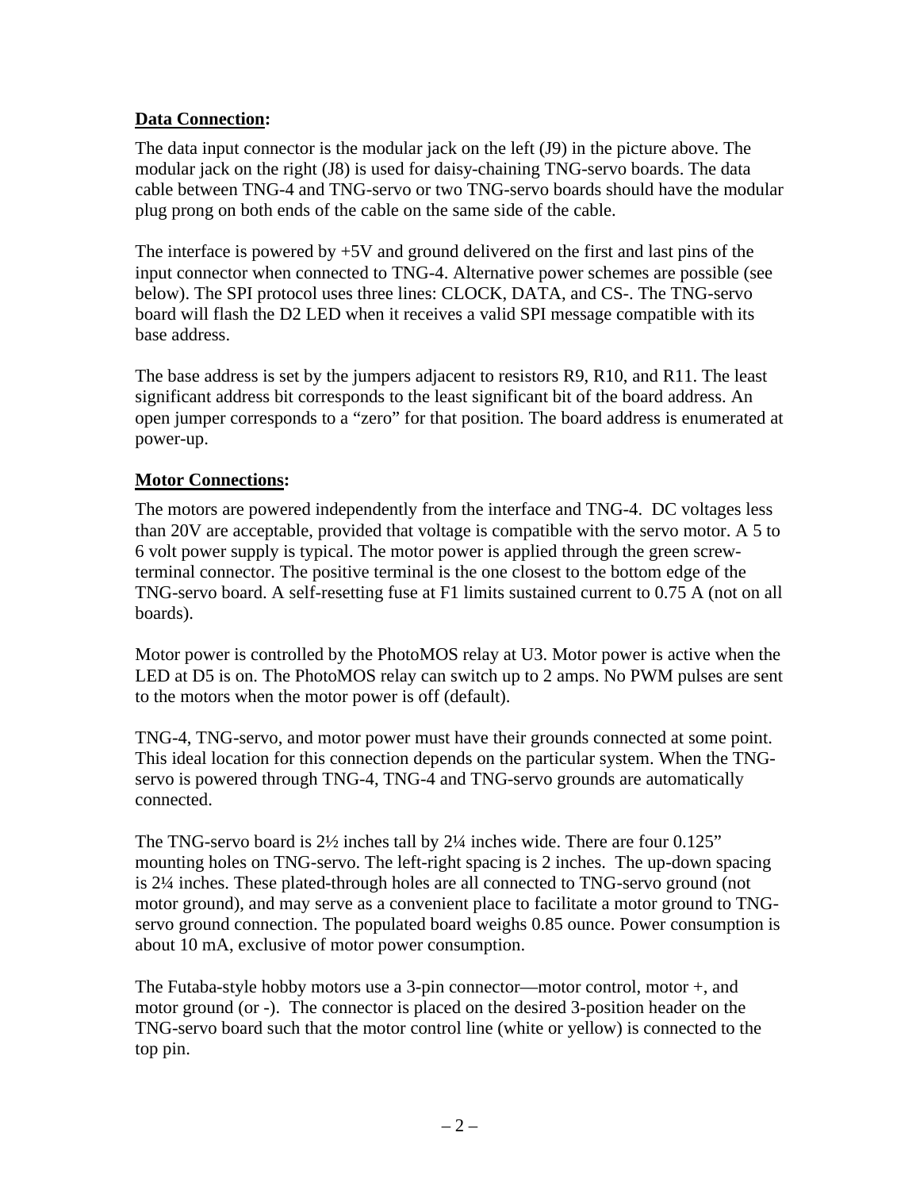**Data Connection:**

The data input connector is the modular jack on the left (J9) in the picture above. The modular jack on the right (J8) is used for daisy-chaining TNG-servo boards. The data cable between TNG-4 and TNG-servo or two TNG-servo boards should have the modular plug prong on both ends of the cable on the same side of the cable.

The interface is powered by +5V and ground delivered on the first and last pins of the input connector when connected to TNG-4. Alternative power schemes are possible (see below). The SPI protocol uses three lines: CLOCK, DATA, and CS-. The TNG-servo board will flash the D2 LED when it receives a valid SPI message compatible with its base address.

The base address is set by the jumpers adjacent to resistors R9, R10, and R11. The least significant address bit corresponds to the least significant bit of the board address. An open jumper corresponds to a "zero" for that position. The board address is enumerated at power-up.

**Motor Connections:**

The motors are powered independently from the interface and TNG-4. DC voltages less than 20V are acceptable, provided that voltage is compatible with the servo motor. A 5 to 6 volt power supply is typical. The motor power is applied through the green screw-terminal connector. The positive terminal is the one closest to the bottom edge of the TNG-servo board. A self-resetting fuse at F1 limits sustained current to 0.75 A (not on all boards).

Motor power is controlled by the PhotoMOS relay at U3. Motor power is active when the LED at D5 is on. The PhotoMOS relay can switch up to 2 amps. No PWM pulses are sent to the motors when the motor power is off (default).

TNG-4, TNG-servo, and motor power must have their grounds connected at some point. This ideal location for this connection depends on the particular system. When the TNG-servo is powered through TNG-4, TNG-4 and TNG-servo grounds are automatically connected.

The TNG-servo board is 2½ inches tall by 2¼ inches wide. There are four 0.125" mounting holes on TNG-servo. The left-right spacing is 2 inches. The up-down spacing is 2¼ inches. These plated-through holes are all connected to TNG-servo ground (not motor ground), and may serve as a convenient place to facilitate a motor ground to TNG-servo ground connection. The populated board weighs 0.85 ounce. Power consumption is about 10 mA, exclusive of motor power consumption.

The Futaba-style hobby motors use a 3-pin connector—motor control, motor +, and motor ground (or -). The connector is placed on the desired 3-position header on the TNG-servo board such that the motor control line (white or yellow) is connected to the top pin.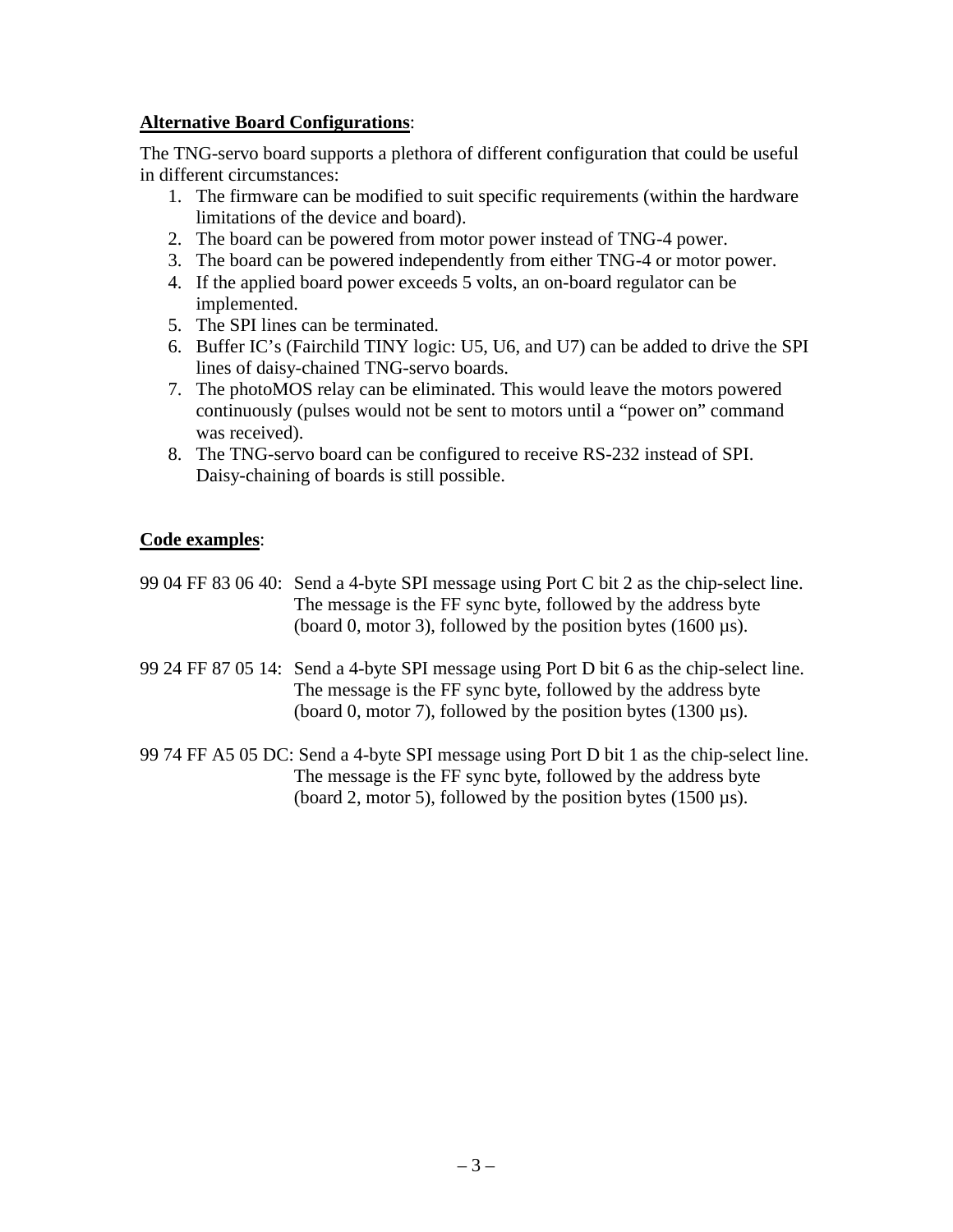**Alternative Board Configurations**:

The TNG-servo board supports a plethora of different configuration that could be useful in different circumstances:

1. The firmware can be modified to suit specific requirements (within the hardware limitations of the device and board).
2. The board can be powered from motor power instead of TNG-4 power.
3. The board can be powered independently from either TNG-4 or motor power.
4. If the applied board power exceeds 5 volts, an on-board regulator can be implemented.
5. The SPI lines can be terminated.
6. Buffer IC's (Fairchild TINY logic: U5, U6, and U7) can be added to drive the SPI lines of daisy-chained TNG-servo boards.
7. The photoMOS relay can be eliminated. This would leave the motors powered continuously (pulses would not be sent to motors until a "power on" command was received).
8. The TNG-servo board can be configured to receive RS-232 instead of SPI. Daisy-chaining of boards is still possible.

**Code examples**:

99 04 FF 83 06 40: Send a 4-byte SPI message using Port C bit 2 as the chip-select line. The message is the FF sync byte, followed by the address byte (board 0, motor 3), followed by the position bytes (1600 µs).

99 24 FF 87 05 14: Send a 4-byte SPI message using Port D bit 6 as the chip-select line. The message is the FF sync byte, followed by the address byte (board 0, motor 7), followed by the position bytes (1300 µs).

99 74 FF A5 05 DC: Send a 4-byte SPI message using Port D bit 1 as the chip-select line. The message is the FF sync byte, followed by the address byte (board 2, motor 5), followed by the position bytes (1500 µs).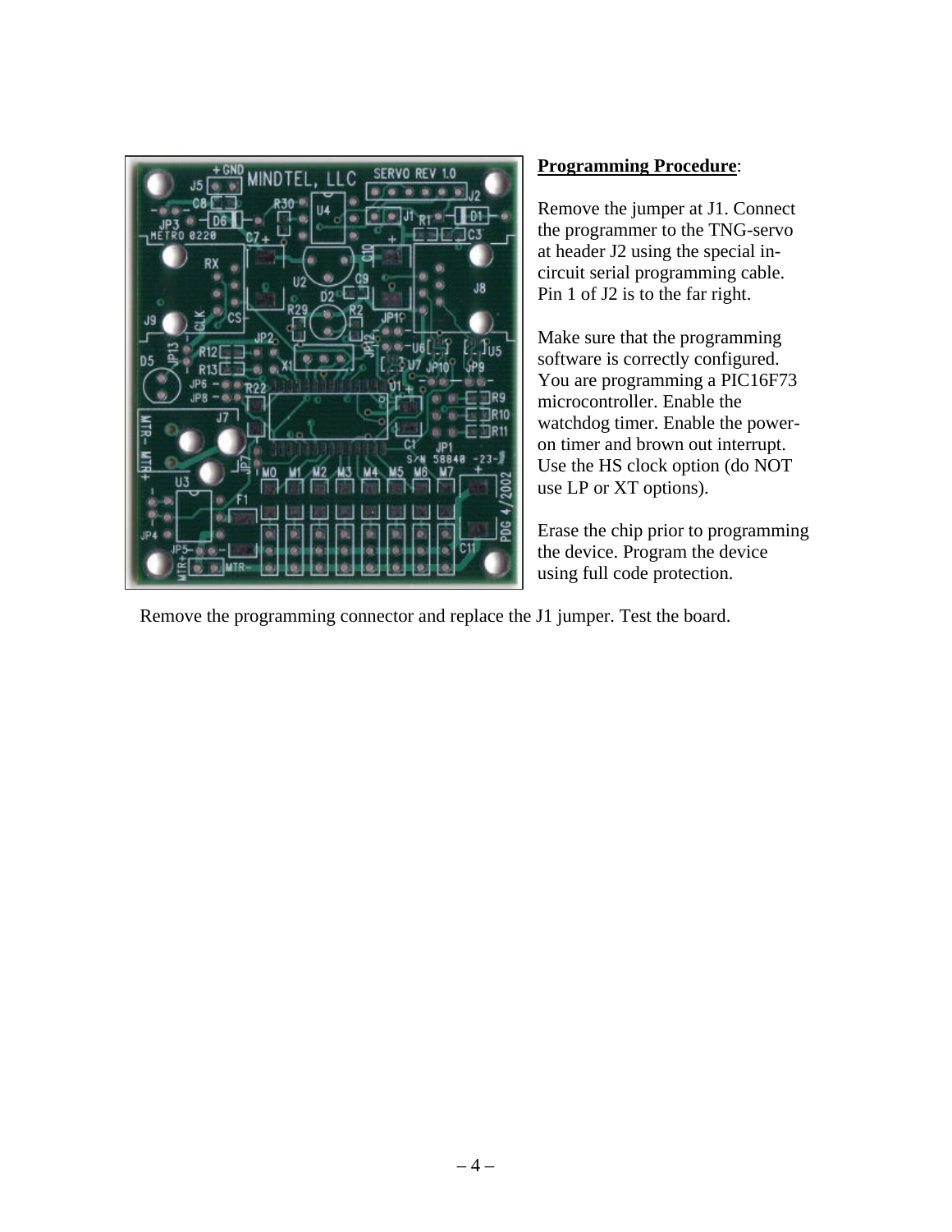**Programming Procedure**:

Remove the jumper at J1. Connect the programmer to the TNG-servo at header J2 using the special in-circuit serial programming cable. Pin 1 of J2 is to the far right.

Make sure that the programming software is correctly configured. You are programming a PIC16F73 microcontroller. Enable the watchdog timer. Enable the power-on timer and brown out interrupt. Use the HS clock option (do NOT use LP or XT options).

Erase the chip prior to programming the device. Program the device using full code protection.

Remove the programming connector and replace the J1 jumper. Test the board.